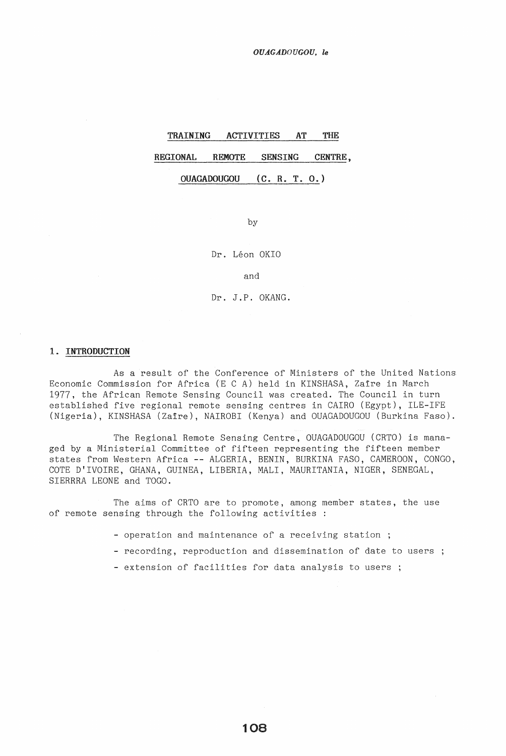*OUAGADOUGOU, le*

# TRAINING ACTIVITIES AT THE REGIONAL REMOTE SENSING CENTRE, OUAGADOUGOU (C. R. T. O.)

by

Dr. Léon OKIO

and

Dr. J.P. OKANG.

## 1. INTRODUCTION

As a result of the Conference of Ministers of the United Nations Economic Commission for Africa (E C A) held in KINSHASA, Zaïre in March 1977, the African Remote Sensing Council was created. The Council in turn established five regional remote sensing centres in CAIRO (Egypt), ILE-IFE (Nigeria), KINSHASA (Zaïre), NAIROBI (Kenya) and OUAGADOUGOU (Burkina Faso).

The Regional Remote Sensing Centre, OUAGADOUGOU (CRTO) is managed by a Ministerial Committee of fifteen representing the fifteen member states from Western Africa -- ALGERIA, BENIN, BURKINA FASO, CAMEROON, CONGO, COTE D'IVOIRE, GHANA, GUINEA, LIBERIA, MALI, MAURITANIA, NIGER, SENEGAL, SIERRRA LEONE and TOGO.

The aims of CRTO are to promote, among member states, the use of remote sensing through the following activities :

- operation and maintenance of a receiving station ;
- recording, reproduction and dissemination of date to users ;
- extension of facilities for data analysis to users ;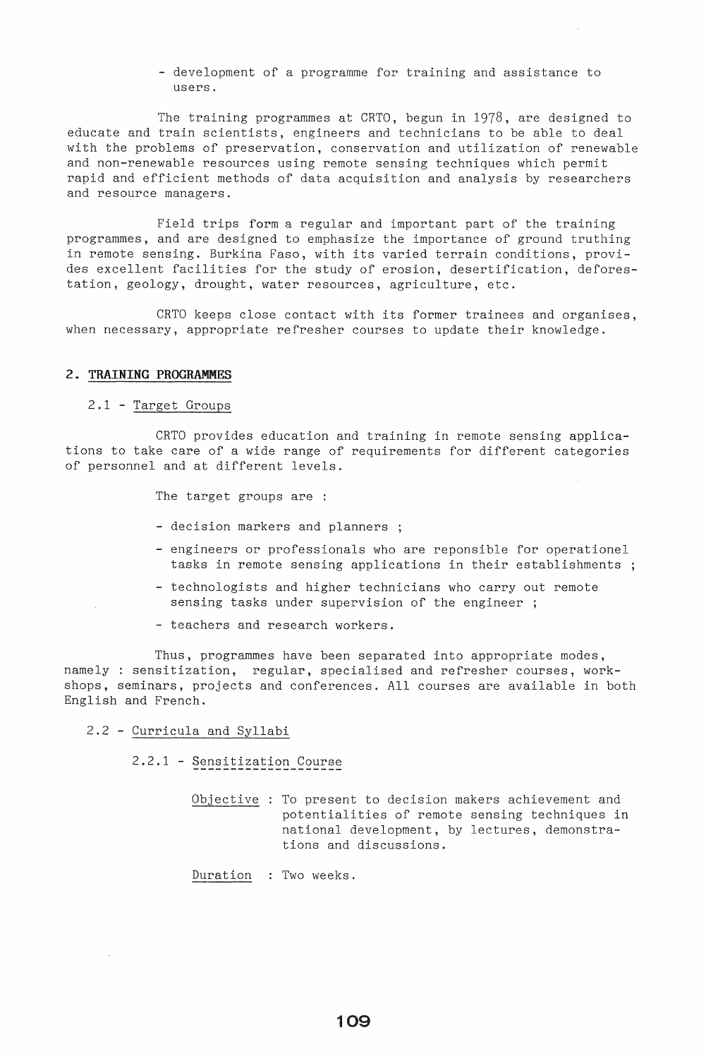- development of a programme for training and assistance to users.

The training programmes at CRTO, begun in 1978, are designed to educate and train scientists, engineers and technicians to be able to deal with the problems of preservation, conservation and utilization of renewable and non-renewable resources using remote sensing techniques which permit rapid and efficient methods of data acquisition and analysis by researchers and resource managers.

Field trips form a regular and important part of the training programmes, and are designed to emphasize the importance of ground truthing in remote sensing. Burkina Faso, with its varied terrain conditions, provides excellent facilities for the study of erosion, desertification, deforestation, geology, drought, water resources, agriculture, etc.

CRTO keeps close contact with its former trainees and organises, when necessary, appropriate refresher courses to update their knowledge.

## 2. TRAINING PROGRAMMES

### 2.1 - Target Groups

CRTO provides education and training in remote sensing applications to take care of a wide range of requirements for different categories of personnel and at different levels.

The target groups are :

- decision markers and planners ;
- engineers or professionals who are reponsible for operationel tasks in remote sensing applications in their establishments ;
- technologists and higher technicians who carry out remote sensing tasks under supervision of the engineer ;
- teachers and research workers.

Thus, programmes have been separated into appropriate modes, namely : sensitization, regular, specialised and refresher courses, workshops, seminars, projects and conferences. All courses are available in both English and French.

### 2.2 - Curricula and Syllabi

#### 2.2.1 - Sensitization Course

Objective : To present to decision makers achievement and potentialities of remote sensing techniques in national development, by lectures, demonstrations and discussions.

Duration : Two weeks.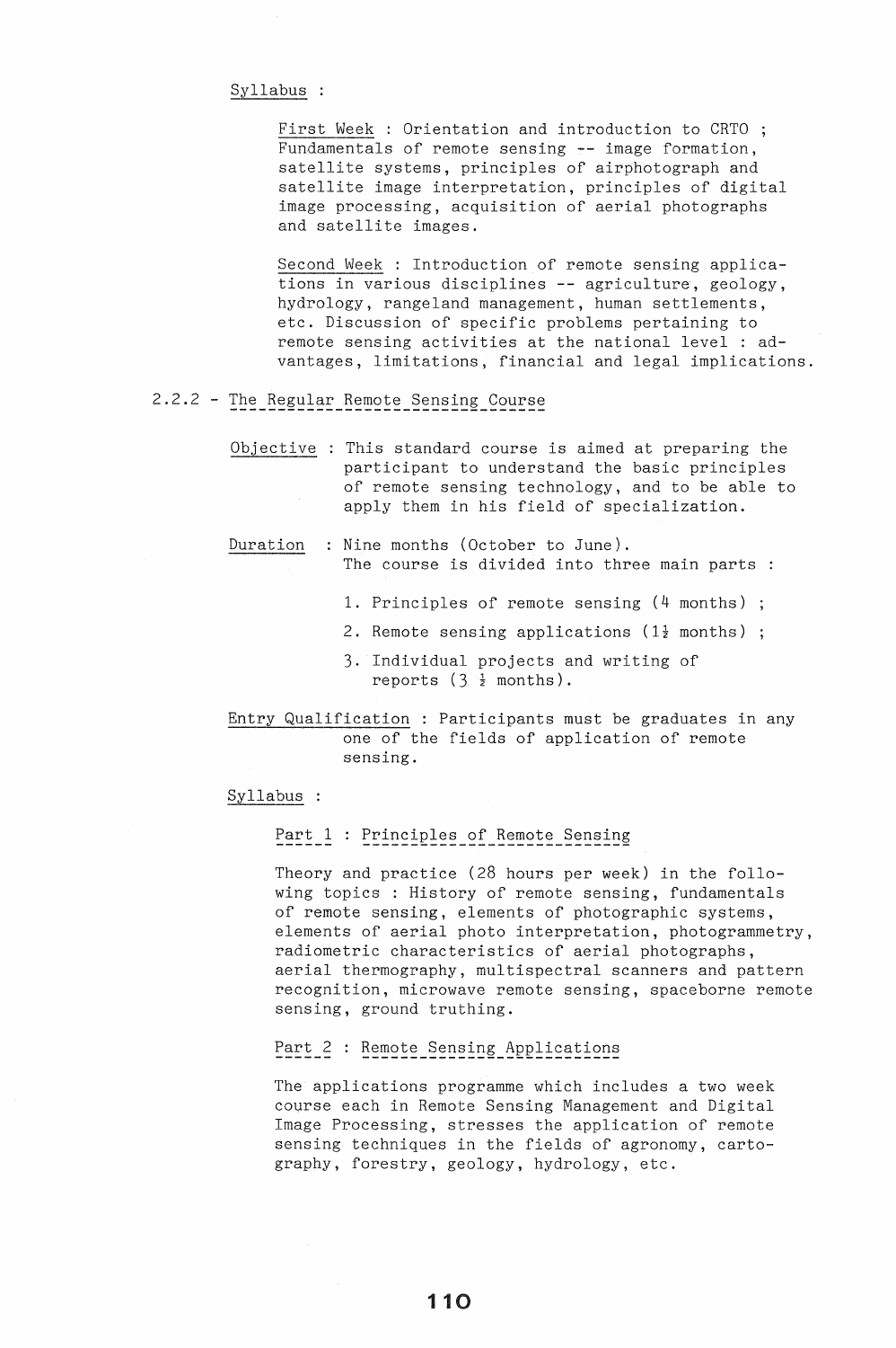Syllabus :

First Week : Orientation and introduction to CRTO ; Fundamentals of remote sensing -- image formation, satellite systems, principles of airphotograph and satellite image interpretation, principles of digital image processing, acquisition of aerial photographs and satellite images.

Second Week : Introduction of remote sensing applications in various disciplines -- agriculture, geology, hydrology, rangeland management, human settlements, etc. Discussion of specific problems pertaining to remote sensing activities at the national level : advantages, limitations, financial and legal implications.

### 2.2.2 - The Regular Remote Sensing Course

Objective : This standard course is aimed at preparing the participant to understand the basic principles of remote sensing technology, and to be able to apply them in his field of specialization.

Duration : Nine months (October to June).
The course is divided into three main parts :

1. Principles of remote sensing (4 months) ;
2. Remote sensing applications (1½ months) ;
3. Individual projects and writing of reports (3 ½ months).

Entry Qualification : Participants must be graduates in any one of the fields of application of remote sensing.

Syllabus :

Part 1 : Principles of Remote Sensing

Theory and practice (28 hours per week) in the following topics : History of remote sensing, fundamentals of remote sensing, elements of photographic systems, elements of aerial photo interpretation, photogrammetry, radiometric characteristics of aerial photographs, aerial thermography, multispectral scanners and pattern recognition, microwave remote sensing, spaceborne remote sensing, ground truthing.

Part 2 : Remote Sensing Applications

The applications programme which includes a two week course each in Remote Sensing Management and Digital Image Processing, stresses the application of remote sensing techniques in the fields of agronomy, cartography, forestry, geology, hydrology, etc.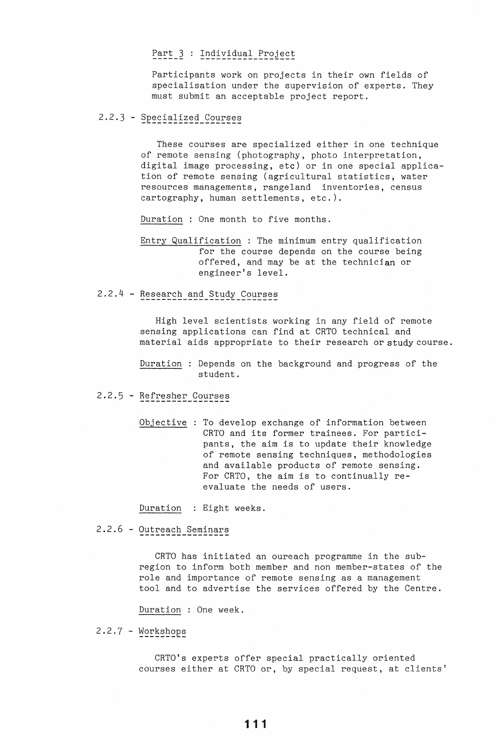#### Part 3 : Individual Project

Participants work on projects in their own fields of specialisation under the supervision of experts. They must submit an acceptable project report.

### 2.2.3 - Specialized Courses

These courses are specialized either in one technique of remote sensing (photography, photo interpretation, digital image processing, etc) or in one special application of remote sensing (agricultural statistics, water resources managements, rangeland inventories, census cartography, human settlements, etc.).

Duration : One month to five months.

Entry Qualification : The minimum entry qualification for the course depends on the course being offered, and may be at the technician or engineer's level.

### 2.2.4 - Research and Study Courses

High level scientists working in any field of remote sensing applications can find at CRTO technical and material aids appropriate to their research or study course.

Duration : Depends on the background and progress of the student.

### 2.2.5 - Refresher Courses

Objective : To develop exchange of information between CRTO and its former trainees. For participants, the aim is to update their knowledge of remote sensing techniques, methodologies and available products of remote sensing. For CRTO, the aim is to continually re-evaluate the needs of users.

Duration : Eight weeks.

### 2.2.6 - Outreach Seminars

CRTO has initiated an oureach programme in the sub-region to inform both member and non member-states of the role and importance of remote sensing as a management tool and to advertise the services offered by the Centre.

Duration : One week.

### 2.2.7 - Workshops

CRTO's experts offer special practically oriented courses either at CRTO or, by special request, at clients'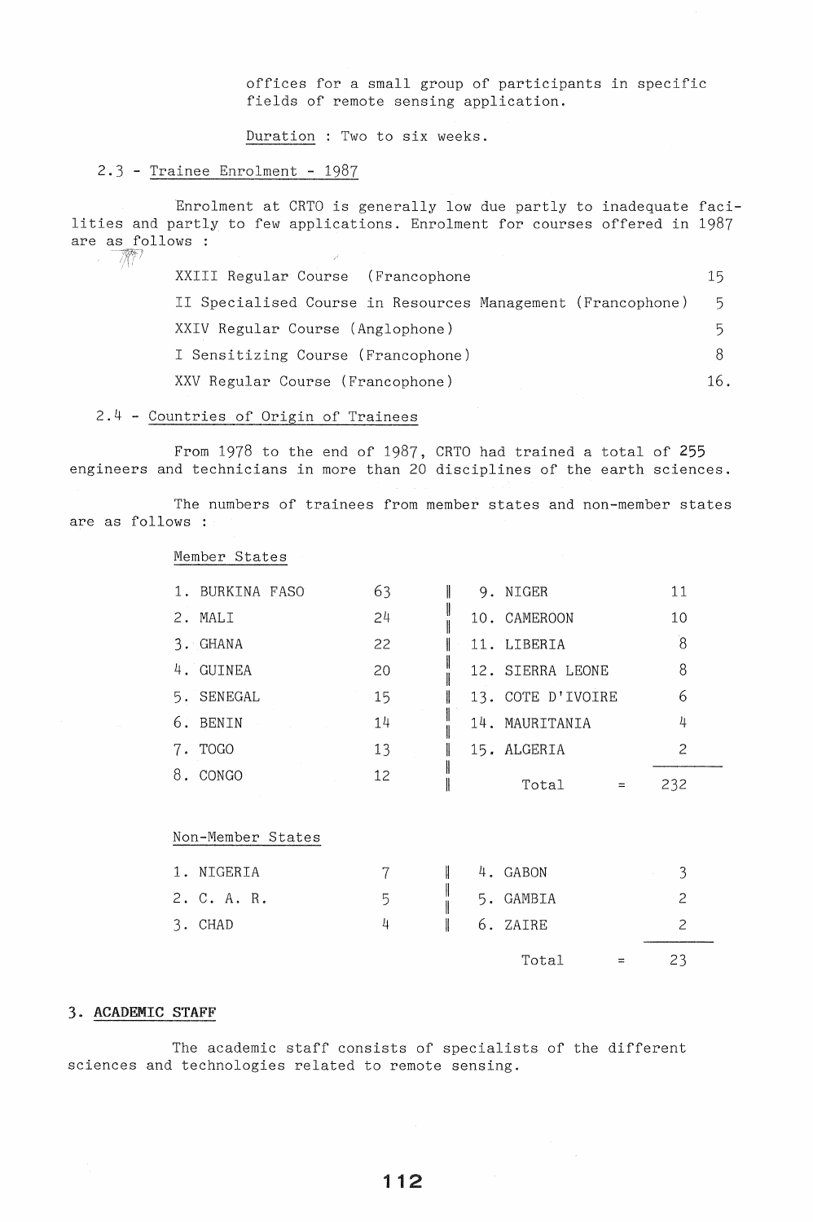offices for a small group of participants in specific fields of remote sensing application.

Duration : Two to six weeks.

### 2.3 - Trainee Enrolment - 1987

Enrolment at CRTO is generally low due partly to inadequate facilities and partly to few applications. Enrolment for courses offered in 1987 are as follows :

| Course | Enrolment |
|---|---|
| XXIII Regular Course (Francophone | 15 |
| II Specialised Course in Resources Management (Francophone) | 5 |
| XXIV Regular Course (Anglophone) | 5 |
| I Sensitizing Course (Francophone) | 8 |
| XXV Regular Course (Francophone) | 16. |

### 2.4 - Countries of Origin of Trainees

From 1978 to the end of 1987, CRTO had trained a total of 255 engineers and technicians in more than 20 disciplines of the earth sciences.

The numbers of trainees from member states and non-member states are as follows :

Member States

| Country | Number | Country | Number |
|---|---|---|---|
| 1. BURKINA FASO | 63 | 9. NIGER | 11 |
| 2. MALI | 24 | 10. CAMEROON | 10 |
| 3. GHANA | 22 | 11. LIBERIA | 8 |
| 4. GUINEA | 20 | 12. SIERRA LEONE | 8 |
| 5. SENEGAL | 15 | 13. COTE D'IVOIRE | 6 |
| 6. BENIN | 14 | 14. MAURITANIA | 4 |
| 7. TOGO | 13 | 15. ALGERIA | 2 |
| 8. CONGO | 12 | Total = | 232 |

Non-Member States

| Country | Number | Country | Number |
|---|---|---|---|
| 1. NIGERIA | 7 | 4. GABON | 3 |
| 2. C. A. R. | 5 | 5. GAMBIA | 2 |
| 3. CHAD | 4 | 6. ZAIRE | 2 |
| | | Total = | 23 |

## 3. ACADEMIC STAFF

The academic staff consists of specialists of the different sciences and technologies related to remote sensing.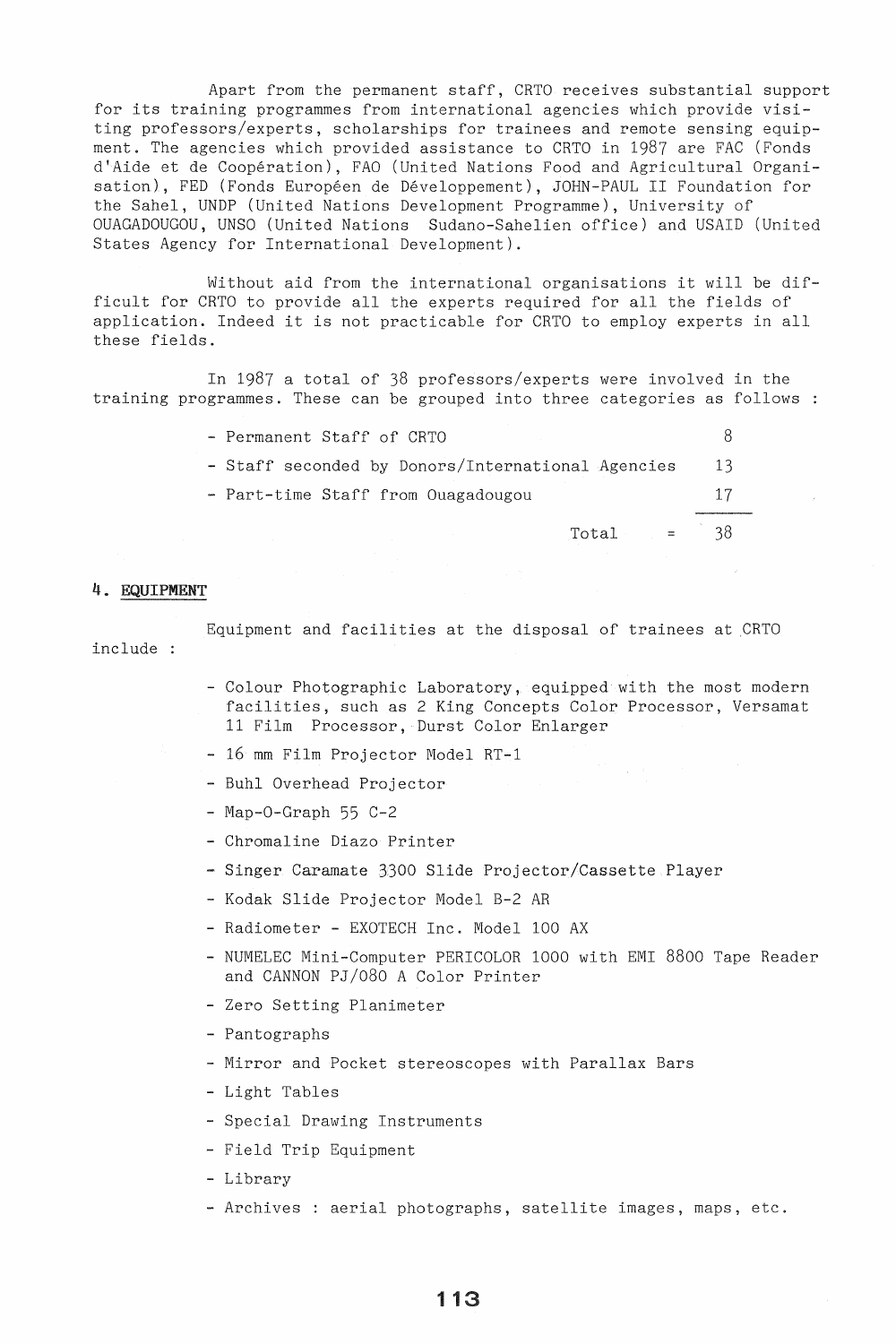Apart from the permanent staff, CRTO receives substantial support for its training programmes from international agencies which provide visiting professors/experts, scholarships for trainees and remote sensing equipment. The agencies which provided assistance to CRTO in 1987 are FAC (Fonds d'Aide et de Coopération), FAO (United Nations Food and Agricultural Organisation), FED (Fonds Européen de Développement), JOHN-PAUL II Foundation for the Sahel, UNDP (United Nations Development Programme), University of OUAGADOUGOU, UNSO (United Nations Sudano-Sahelien office) and USAID (United States Agency for International Development).

Without aid from the international organisations it will be difficult for CRTO to provide all the experts required for all the fields of application. Indeed it is not practicable for CRTO to employ experts in all these fields.

In 1987 a total of 38 professors/experts were involved in the training programmes. These can be grouped into three categories as follows :

| | |
|---|---|
| - Permanent Staff of CRTO | 8 |
| - Staff seconded by Donors/International Agencies | 13 |
| - Part-time Staff from Ouagadougou | 17 |
| Total = | 38 |

## 4. EQUIPMENT

Equipment and facilities at the disposal of trainees at CRTO include :

- Colour Photographic Laboratory, equipped with the most modern facilities, such as 2 King Concepts Color Processor, Versamat 11 Film Processor, Durst Color Enlarger
- 16 mm Film Projector Model RT-1
- Buhl Overhead Projector
- Map-O-Graph 55 C-2
- Chromaline Diazo Printer
- Singer Caramate 3300 Slide Projector/Cassette Player
- Kodak Slide Projector Model B-2 AR
- Radiometer - EXOTECH Inc. Model 100 AX
- NUMELEC Mini-Computer PERICOLOR 1000 with EMI 8800 Tape Reader and CANNON PJ/080 A Color Printer
- Zero Setting Planimeter
- Pantographs
- Mirror and Pocket stereoscopes with Parallax Bars
- Light Tables
- Special Drawing Instruments
- Field Trip Equipment
- Library
- Archives : aerial photographs, satellite images, maps, etc.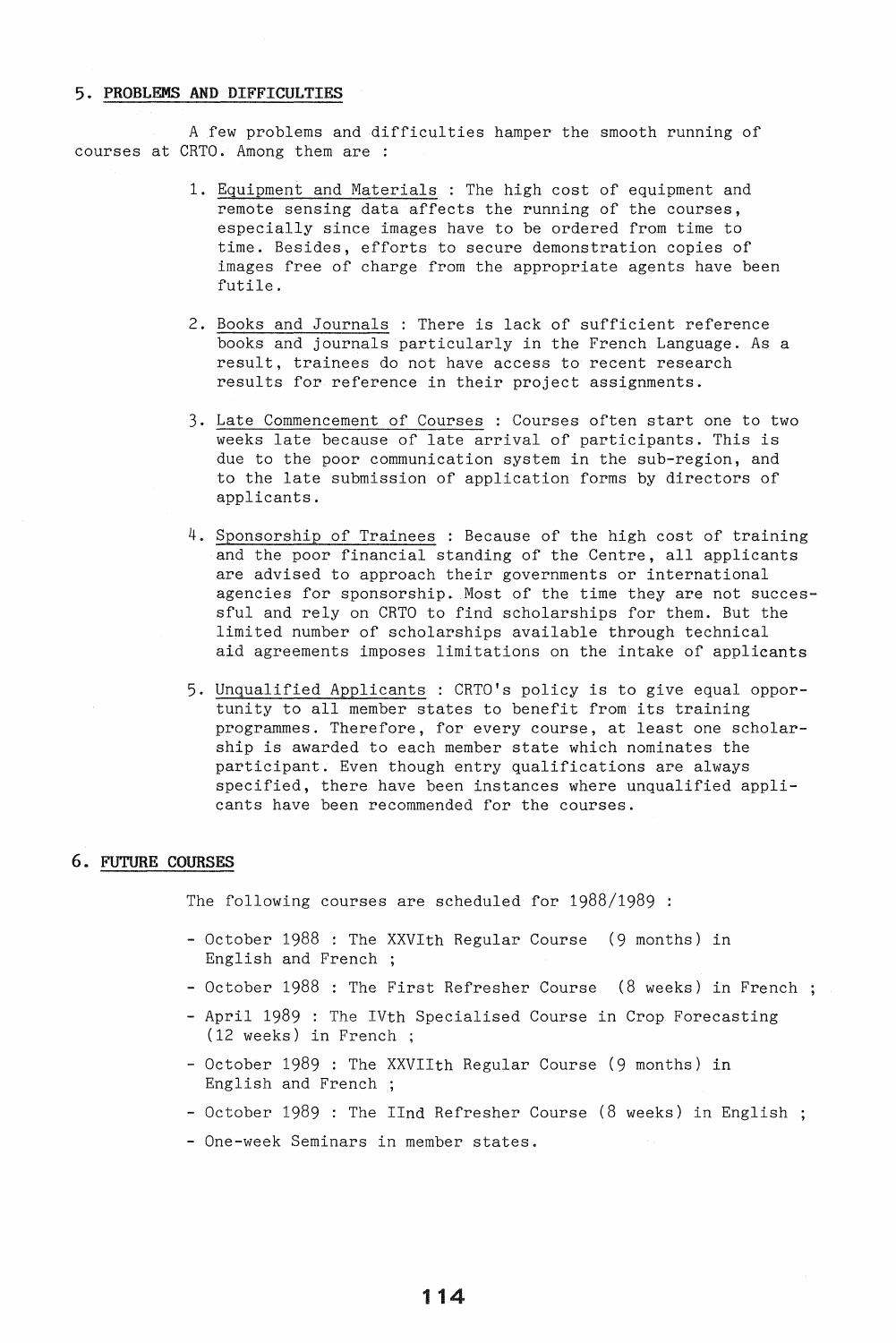## 5. PROBLEMS AND DIFFICULTIES

A few problems and difficulties hamper the smooth running of courses at CRTO. Among them are :

1. Equipment and Materials : The high cost of equipment and remote sensing data affects the running of the courses, especially since images have to be ordered from time to time. Besides, efforts to secure demonstration copies of images free of charge from the appropriate agents have been futile.

2. Books and Journals : There is lack of sufficient reference books and journals particularly in the French Language. As a result, trainees do not have access to recent research results for reference in their project assignments.

3. Late Commencement of Courses : Courses often start one to two weeks late because of late arrival of participants. This is due to the poor communication system in the sub-region, and to the late submission of application forms by directors of applicants.

4. Sponsorship of Trainees : Because of the high cost of training and the poor financial standing of the Centre, all applicants are advised to approach their governments or international agencies for sponsorship. Most of the time they are not successful and rely on CRTO to find scholarships for them. But the limited number of scholarships available through technical aid agreements imposes limitations on the intake of applicants

5. Unqualified Applicants : CRTO's policy is to give equal opportunity to all member states to benefit from its training programmes. Therefore, for every course, at least one scholarship is awarded to each member state which nominates the participant. Even though entry qualifications are always specified, there have been instances where unqualified applicants have been recommended for the courses.

## 6. FUTURE COURSES

The following courses are scheduled for 1988/1989 :

- October 1988 : The XXVIth Regular Course (9 months) in English and French ;
- October 1988 : The First Refresher Course (8 weeks) in French ;
- April 1989 : The IVth Specialised Course in Crop Forecasting (12 weeks) in French ;
- October 1989 : The XXVIIth Regular Course (9 months) in English and French ;
- October 1989 : The IInd Refresher Course (8 weeks) in English ;
- One-week Seminars in member states.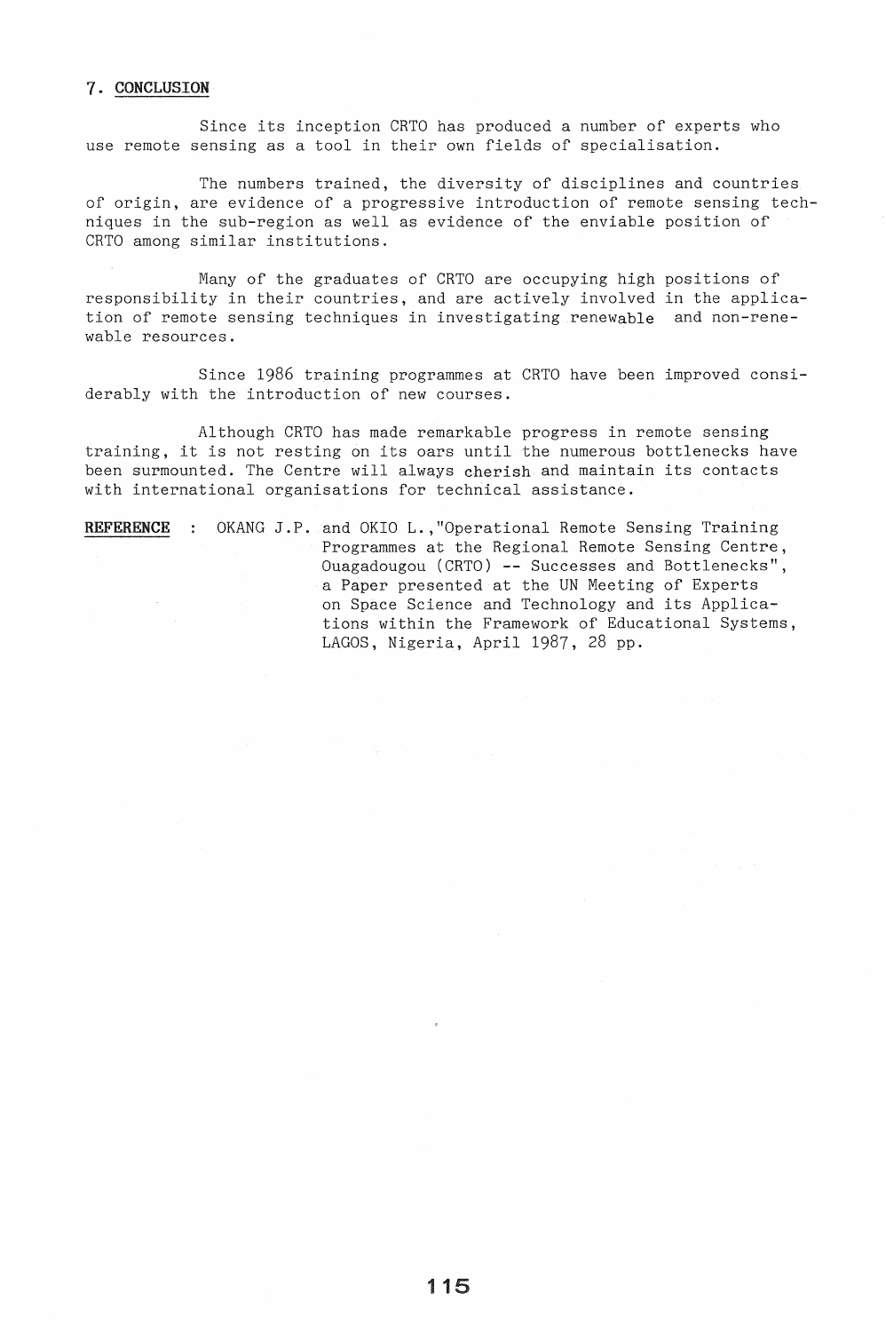## 7. CONCLUSION

Since its inception CRTO has produced a number of experts who use remote sensing as a tool in their own fields of specialisation.

The numbers trained, the diversity of disciplines and countries of origin, are evidence of a progressive introduction of remote sensing techniques in the sub-region as well as evidence of the enviable position of CRTO among similar institutions.

Many of the graduates of CRTO are occupying high positions of responsibility in their countries, and are actively involved in the application of remote sensing techniques in investigating renewable and non-renewable resources.

Since 1986 training programmes at CRTO have been improved considerably with the introduction of new courses.

Although CRTO has made remarkable progress in remote sensing training, it is not resting on its oars until the numerous bottlenecks have been surmounted. The Centre will always cherish and maintain its contacts with international organisations for technical assistance.

**REFERENCE** : OKANG J.P. and OKIO L.,"Operational Remote Sensing Training Programmes at the Regional Remote Sensing Centre, Ouagadougou (CRTO) -- Successes and Bottlenecks", a Paper presented at the UN Meeting of Experts on Space Science and Technology and its Applications within the Framework of Educational Systems, LAGOS, Nigeria, April 1987, 28 pp.